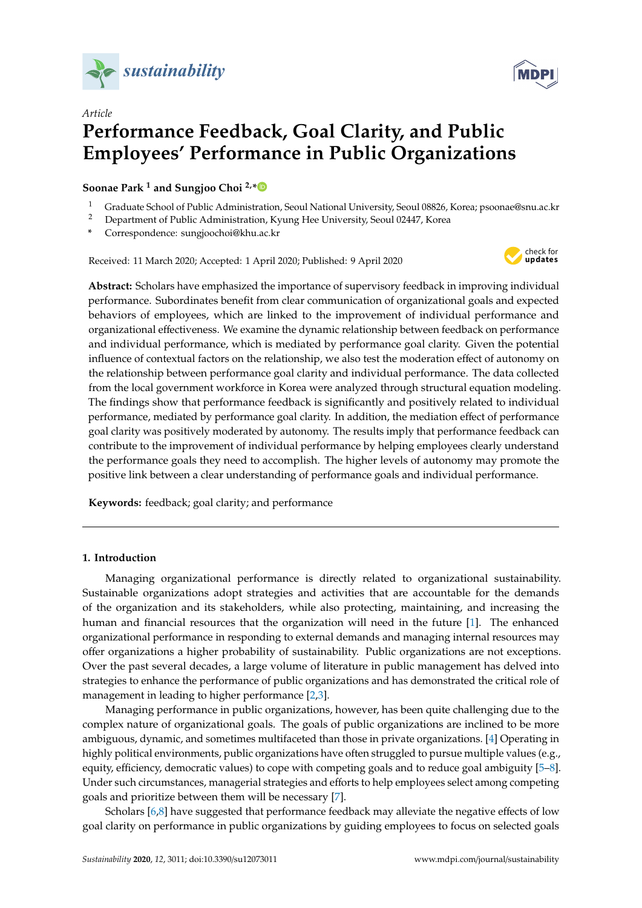*Article*

# Performance Feedback, Goal Clarity, and Public Employees' Performance in Public Organizations

**Soonae Park [1] and Sungjoo Choi [2,*]**

[1] Graduate School of Public Administration, Seoul National University, Seoul 08826, Korea; psoonae@snu.ac.kr
[2] Department of Public Administration, Kyung Hee University, Seoul 02447, Korea
\* Correspondence: sungjoochoi@khu.ac.kr

Received: 11 March 2020; Accepted: 1 April 2020; Published: 9 April 2020

**Abstract:** Scholars have emphasized the importance of supervisory feedback in improving individual performance. Subordinates benefit from clear communication of organizational goals and expected behaviors of employees, which are linked to the improvement of individual performance and organizational effectiveness. We examine the dynamic relationship between feedback on performance and individual performance, which is mediated by performance goal clarity. Given the potential influence of contextual factors on the relationship, we also test the moderation effect of autonomy on the relationship between performance goal clarity and individual performance. The data collected from the local government workforce in Korea were analyzed through structural equation modeling. The findings show that performance feedback is significantly and positively related to individual performance, mediated by performance goal clarity. In addition, the mediation effect of performance goal clarity was positively moderated by autonomy. The results imply that performance feedback can contribute to the improvement of individual performance by helping employees clearly understand the performance goals they need to accomplish. The higher levels of autonomy may promote the positive link between a clear understanding of performance goals and individual performance.

**Keywords:** feedback; goal clarity; and performance

---

## 1. Introduction

Managing organizational performance is directly related to organizational sustainability. Sustainable organizations adopt strategies and activities that are accountable for the demands of the organization and its stakeholders, while also protecting, maintaining, and increasing the human and financial resources that the organization will need in the future [1]. The enhanced organizational performance in responding to external demands and managing internal resources may offer organizations a higher probability of sustainability. Public organizations are not exceptions. Over the past several decades, a large volume of literature in public management has delved into strategies to enhance the performance of public organizations and has demonstrated the critical role of management in leading to higher performance [2,3].

Managing performance in public organizations, however, has been quite challenging due to the complex nature of organizational goals. The goals of public organizations are inclined to be more ambiguous, dynamic, and sometimes multifaceted than those in private organizations. [4] Operating in highly political environments, public organizations have often struggled to pursue multiple values (e.g., equity, efficiency, democratic values) to cope with competing goals and to reduce goal ambiguity [5–8]. Under such circumstances, managerial strategies and efforts to help employees select among competing goals and prioritize between them will be necessary [7].

Scholars [6,8] have suggested that performance feedback may alleviate the negative effects of low goal clarity on performance in public organizations by guiding employees to focus on selected goals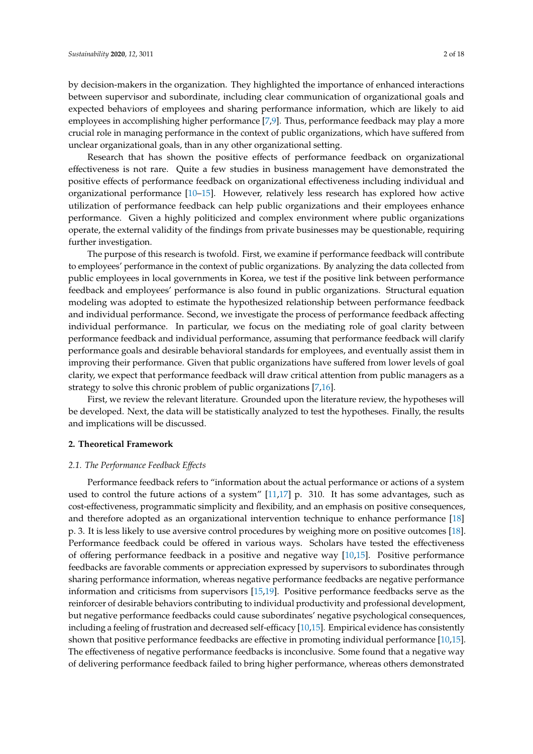by decision-makers in the organization. They highlighted the importance of enhanced interactions between supervisor and subordinate, including clear communication of organizational goals and expected behaviors of employees and sharing performance information, which are likely to aid employees in accomplishing higher performance [7,9]. Thus, performance feedback may play a more crucial role in managing performance in the context of public organizations, which have suffered from unclear organizational goals, than in any other organizational setting.

Research that has shown the positive effects of performance feedback on organizational effectiveness is not rare. Quite a few studies in business management have demonstrated the positive effects of performance feedback on organizational effectiveness including individual and organizational performance [10–15]. However, relatively less research has explored how active utilization of performance feedback can help public organizations and their employees enhance performance. Given a highly politicized and complex environment where public organizations operate, the external validity of the findings from private businesses may be questionable, requiring further investigation.

The purpose of this research is twofold. First, we examine if performance feedback will contribute to employees' performance in the context of public organizations. By analyzing the data collected from public employees in local governments in Korea, we test if the positive link between performance feedback and employees' performance is also found in public organizations. Structural equation modeling was adopted to estimate the hypothesized relationship between performance feedback and individual performance. Second, we investigate the process of performance feedback affecting individual performance. In particular, we focus on the mediating role of goal clarity between performance feedback and individual performance, assuming that performance feedback will clarify performance goals and desirable behavioral standards for employees, and eventually assist them in improving their performance. Given that public organizations have suffered from lower levels of goal clarity, we expect that performance feedback will draw critical attention from public managers as a strategy to solve this chronic problem of public organizations [7,16].

First, we review the relevant literature. Grounded upon the literature review, the hypotheses will be developed. Next, the data will be statistically analyzed to test the hypotheses. Finally, the results and implications will be discussed.

## 2. Theoretical Framework

### 2.1. The Performance Feedback Effects

Performance feedback refers to "information about the actual performance or actions of a system used to control the future actions of a system" [11,17] p. 310. It has some advantages, such as cost-effectiveness, programmatic simplicity and flexibility, and an emphasis on positive consequences, and therefore adopted as an organizational intervention technique to enhance performance [18] p. 3. It is less likely to use aversive control procedures by weighing more on positive outcomes [18]. Performance feedback could be offered in various ways. Scholars have tested the effectiveness of offering performance feedback in a positive and negative way [10,15]. Positive performance feedbacks are favorable comments or appreciation expressed by supervisors to subordinates through sharing performance information, whereas negative performance feedbacks are negative performance information and criticisms from supervisors [15,19]. Positive performance feedbacks serve as the reinforcer of desirable behaviors contributing to individual productivity and professional development, but negative performance feedbacks could cause subordinates' negative psychological consequences, including a feeling of frustration and decreased self-efficacy [10,15]. Empirical evidence has consistently shown that positive performance feedbacks are effective in promoting individual performance [10,15]. The effectiveness of negative performance feedbacks is inconclusive. Some found that a negative way of delivering performance feedback failed to bring higher performance, whereas others demonstrated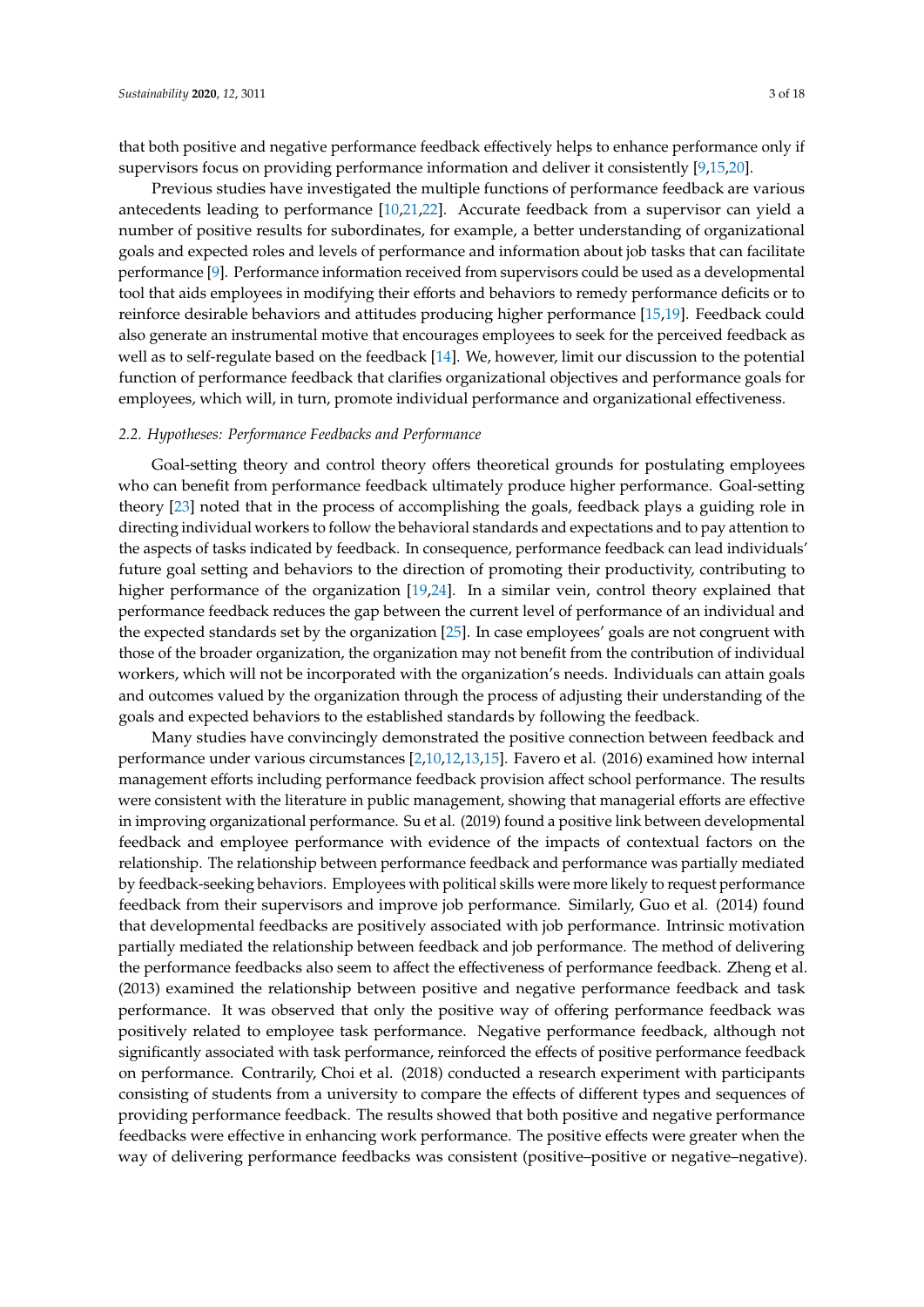that both positive and negative performance feedback effectively helps to enhance performance only if supervisors focus on providing performance information and deliver it consistently [9,15,20].

Previous studies have investigated the multiple functions of performance feedback are various antecedents leading to performance [10,21,22]. Accurate feedback from a supervisor can yield a number of positive results for subordinates, for example, a better understanding of organizational goals and expected roles and levels of performance and information about job tasks that can facilitate performance [9]. Performance information received from supervisors could be used as a developmental tool that aids employees in modifying their efforts and behaviors to remedy performance deficits or to reinforce desirable behaviors and attitudes producing higher performance [15,19]. Feedback could also generate an instrumental motive that encourages employees to seek for the perceived feedback as well as to self-regulate based on the feedback [14]. We, however, limit our discussion to the potential function of performance feedback that clarifies organizational objectives and performance goals for employees, which will, in turn, promote individual performance and organizational effectiveness.

### *2.2. Hypotheses: Performance Feedbacks and Performance*

Goal-setting theory and control theory offers theoretical grounds for postulating employees who can benefit from performance feedback ultimately produce higher performance. Goal-setting theory [23] noted that in the process of accomplishing the goals, feedback plays a guiding role in directing individual workers to follow the behavioral standards and expectations and to pay attention to the aspects of tasks indicated by feedback. In consequence, performance feedback can lead individuals' future goal setting and behaviors to the direction of promoting their productivity, contributing to higher performance of the organization [19,24]. In a similar vein, control theory explained that performance feedback reduces the gap between the current level of performance of an individual and the expected standards set by the organization [25]. In case employees' goals are not congruent with those of the broader organization, the organization may not benefit from the contribution of individual workers, which will not be incorporated with the organization's needs. Individuals can attain goals and outcomes valued by the organization through the process of adjusting their understanding of the goals and expected behaviors to the established standards by following the feedback.

Many studies have convincingly demonstrated the positive connection between feedback and performance under various circumstances [2,10,12,13,15]. Favero et al. (2016) examined how internal management efforts including performance feedback provision affect school performance. The results were consistent with the literature in public management, showing that managerial efforts are effective in improving organizational performance. Su et al. (2019) found a positive link between developmental feedback and employee performance with evidence of the impacts of contextual factors on the relationship. The relationship between performance feedback and performance was partially mediated by feedback-seeking behaviors. Employees with political skills were more likely to request performance feedback from their supervisors and improve job performance. Similarly, Guo et al. (2014) found that developmental feedbacks are positively associated with job performance. Intrinsic motivation partially mediated the relationship between feedback and job performance. The method of delivering the performance feedbacks also seem to affect the effectiveness of performance feedback. Zheng et al. (2013) examined the relationship between positive and negative performance feedback and task performance. It was observed that only the positive way of offering performance feedback was positively related to employee task performance. Negative performance feedback, although not significantly associated with task performance, reinforced the effects of positive performance feedback on performance. Contrarily, Choi et al. (2018) conducted a research experiment with participants consisting of students from a university to compare the effects of different types and sequences of providing performance feedback. The results showed that both positive and negative performance feedbacks were effective in enhancing work performance. The positive effects were greater when the way of delivering performance feedbacks was consistent (positive–positive or negative–negative).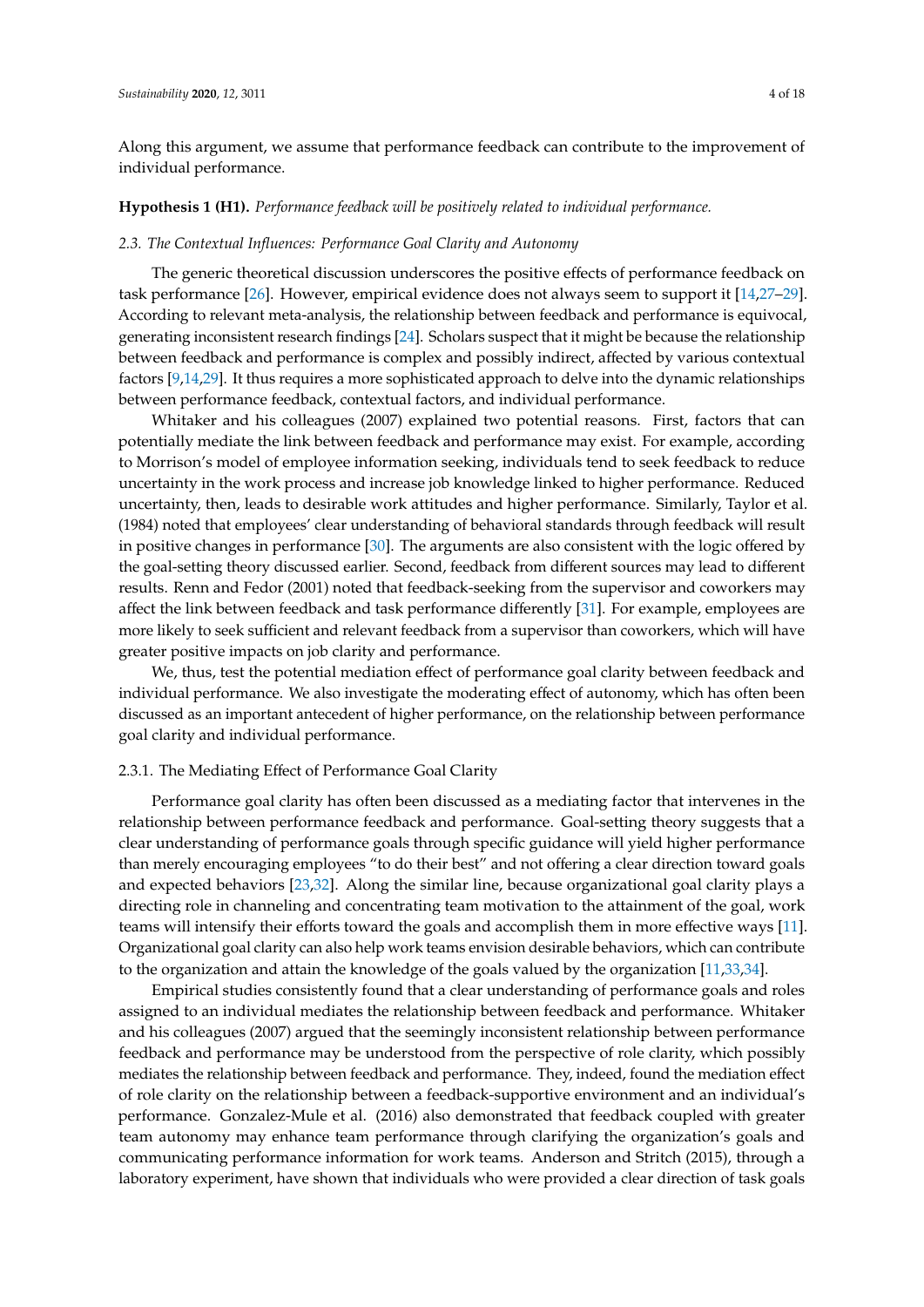Along this argument, we assume that performance feedback can contribute to the improvement of individual performance.

**Hypothesis 1 (H1).** *Performance feedback will be positively related to individual performance.*

### *2.3. The Contextual Influences: Performance Goal Clarity and Autonomy*

The generic theoretical discussion underscores the positive effects of performance feedback on task performance [26]. However, empirical evidence does not always seem to support it [14,27–29]. According to relevant meta-analysis, the relationship between feedback and performance is equivocal, generating inconsistent research findings [24]. Scholars suspect that it might be because the relationship between feedback and performance is complex and possibly indirect, affected by various contextual factors [9,14,29]. It thus requires a more sophisticated approach to delve into the dynamic relationships between performance feedback, contextual factors, and individual performance.

Whitaker and his colleagues (2007) explained two potential reasons. First, factors that can potentially mediate the link between feedback and performance may exist. For example, according to Morrison's model of employee information seeking, individuals tend to seek feedback to reduce uncertainty in the work process and increase job knowledge linked to higher performance. Reduced uncertainty, then, leads to desirable work attitudes and higher performance. Similarly, Taylor et al. (1984) noted that employees' clear understanding of behavioral standards through feedback will result in positive changes in performance [30]. The arguments are also consistent with the logic offered by the goal-setting theory discussed earlier. Second, feedback from different sources may lead to different results. Renn and Fedor (2001) noted that feedback-seeking from the supervisor and coworkers may affect the link between feedback and task performance differently [31]. For example, employees are more likely to seek sufficient and relevant feedback from a supervisor than coworkers, which will have greater positive impacts on job clarity and performance.

We, thus, test the potential mediation effect of performance goal clarity between feedback and individual performance. We also investigate the moderating effect of autonomy, which has often been discussed as an important antecedent of higher performance, on the relationship between performance goal clarity and individual performance.

#### 2.3.1. The Mediating Effect of Performance Goal Clarity

Performance goal clarity has often been discussed as a mediating factor that intervenes in the relationship between performance feedback and performance. Goal-setting theory suggests that a clear understanding of performance goals through specific guidance will yield higher performance than merely encouraging employees "to do their best" and not offering a clear direction toward goals and expected behaviors [23,32]. Along the similar line, because organizational goal clarity plays a directing role in channeling and concentrating team motivation to the attainment of the goal, work teams will intensify their efforts toward the goals and accomplish them in more effective ways [11]. Organizational goal clarity can also help work teams envision desirable behaviors, which can contribute to the organization and attain the knowledge of the goals valued by the organization [11,33,34].

Empirical studies consistently found that a clear understanding of performance goals and roles assigned to an individual mediates the relationship between feedback and performance. Whitaker and his colleagues (2007) argued that the seemingly inconsistent relationship between performance feedback and performance may be understood from the perspective of role clarity, which possibly mediates the relationship between feedback and performance. They, indeed, found the mediation effect of role clarity on the relationship between a feedback-supportive environment and an individual's performance. Gonzalez-Mule et al. (2016) also demonstrated that feedback coupled with greater team autonomy may enhance team performance through clarifying the organization's goals and communicating performance information for work teams. Anderson and Stritch (2015), through a laboratory experiment, have shown that individuals who were provided a clear direction of task goals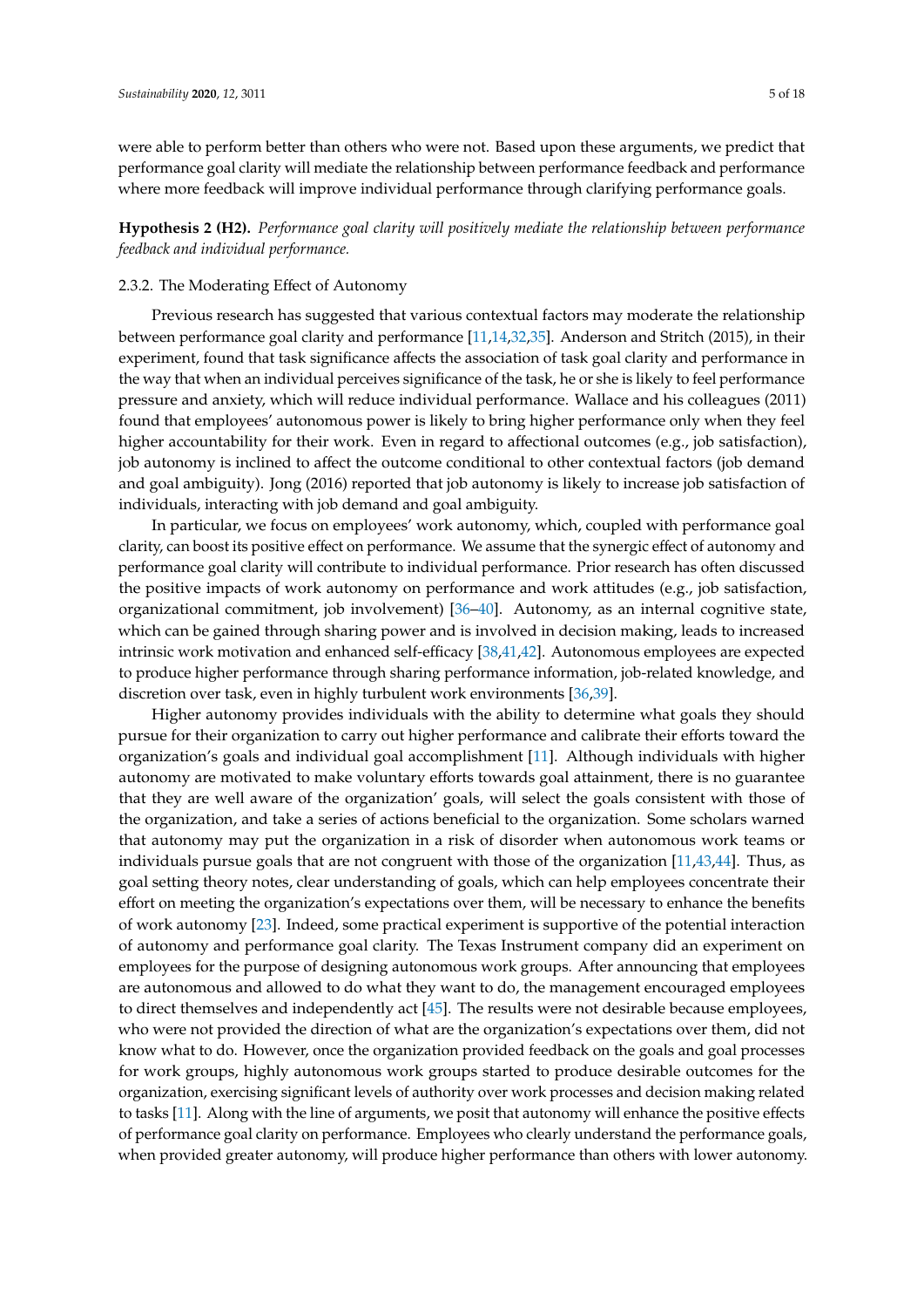were able to perform better than others who were not. Based upon these arguments, we predict that performance goal clarity will mediate the relationship between performance feedback and performance where more feedback will improve individual performance through clarifying performance goals.

**Hypothesis 2 (H2).** *Performance goal clarity will positively mediate the relationship between performance feedback and individual performance.*

#### 2.3.2. The Moderating Effect of Autonomy

Previous research has suggested that various contextual factors may moderate the relationship between performance goal clarity and performance [11,14,32,35]. Anderson and Stritch (2015), in their experiment, found that task significance affects the association of task goal clarity and performance in the way that when an individual perceives significance of the task, he or she is likely to feel performance pressure and anxiety, which will reduce individual performance. Wallace and his colleagues (2011) found that employees' autonomous power is likely to bring higher performance only when they feel higher accountability for their work. Even in regard to affectional outcomes (e.g., job satisfaction), job autonomy is inclined to affect the outcome conditional to other contextual factors (job demand and goal ambiguity). Jong (2016) reported that job autonomy is likely to increase job satisfaction of individuals, interacting with job demand and goal ambiguity.

In particular, we focus on employees' work autonomy, which, coupled with performance goal clarity, can boost its positive effect on performance. We assume that the synergic effect of autonomy and performance goal clarity will contribute to individual performance. Prior research has often discussed the positive impacts of work autonomy on performance and work attitudes (e.g., job satisfaction, organizational commitment, job involvement) [36–40]. Autonomy, as an internal cognitive state, which can be gained through sharing power and is involved in decision making, leads to increased intrinsic work motivation and enhanced self-efficacy [38,41,42]. Autonomous employees are expected to produce higher performance through sharing performance information, job-related knowledge, and discretion over task, even in highly turbulent work environments [36,39].

Higher autonomy provides individuals with the ability to determine what goals they should pursue for their organization to carry out higher performance and calibrate their efforts toward the organization's goals and individual goal accomplishment [11]. Although individuals with higher autonomy are motivated to make voluntary efforts towards goal attainment, there is no guarantee that they are well aware of the organization' goals, will select the goals consistent with those of the organization, and take a series of actions beneficial to the organization. Some scholars warned that autonomy may put the organization in a risk of disorder when autonomous work teams or individuals pursue goals that are not congruent with those of the organization [11,43,44]. Thus, as goal setting theory notes, clear understanding of goals, which can help employees concentrate their effort on meeting the organization's expectations over them, will be necessary to enhance the benefits of work autonomy [23]. Indeed, some practical experiment is supportive of the potential interaction of autonomy and performance goal clarity. The Texas Instrument company did an experiment on employees for the purpose of designing autonomous work groups. After announcing that employees are autonomous and allowed to do what they want to do, the management encouraged employees to direct themselves and independently act [45]. The results were not desirable because employees, who were not provided the direction of what are the organization's expectations over them, did not know what to do. However, once the organization provided feedback on the goals and goal processes for work groups, highly autonomous work groups started to produce desirable outcomes for the organization, exercising significant levels of authority over work processes and decision making related to tasks [11]. Along with the line of arguments, we posit that autonomy will enhance the positive effects of performance goal clarity on performance. Employees who clearly understand the performance goals, when provided greater autonomy, will produce higher performance than others with lower autonomy.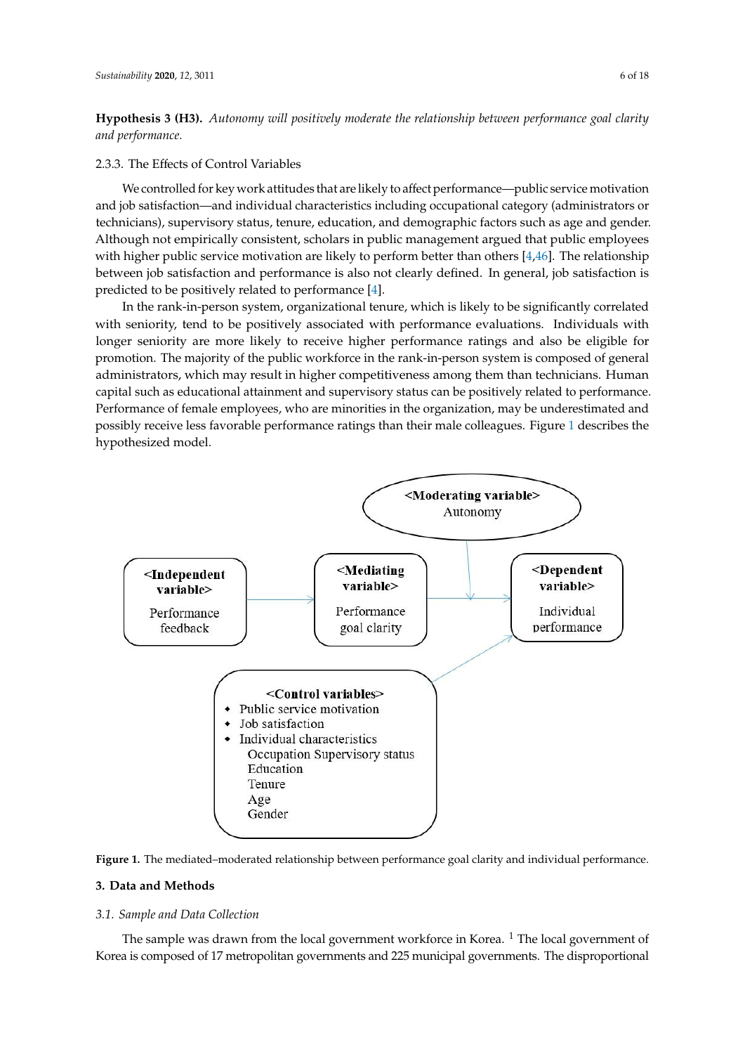**Hypothesis 3 (H3).** *Autonomy will positively moderate the relationship between performance goal clarity and performance.*

### 2.3.3. The Effects of Control Variables

We controlled for key work attitudes that are likely to affect performance—public service motivation and job satisfaction—and individual characteristics including occupational category (administrators or technicians), supervisory status, tenure, education, and demographic factors such as age and gender. Although not empirically consistent, scholars in public management argued that public employees with higher public service motivation are likely to perform better than others [4,46]. The relationship between job satisfaction and performance is also not clearly defined. In general, job satisfaction is predicted to be positively related to performance [4].

In the rank-in-person system, organizational tenure, which is likely to be significantly correlated with seniority, tend to be positively associated with performance evaluations. Individuals with longer seniority are more likely to receive higher performance ratings and also be eligible for promotion. The majority of the public workforce in the rank-in-person system is composed of general administrators, which may result in higher competitiveness among them than technicians. Human capital such as educational attainment and supervisory status can be positively related to performance. Performance of female employees, who are minorities in the organization, may be underestimated and possibly receive less favorable performance ratings than their male colleagues. Figure 1 describes the hypothesized model.

Figure 1. The mediated–moderated relationship between performance goal clarity and individual performance.

## 3. Data and Methods

### 3.1. Sample and Data Collection

The sample was drawn from the local government workforce in Korea. [1] The local government of Korea is composed of 17 metropolitan governments and 225 municipal governments. The disproportional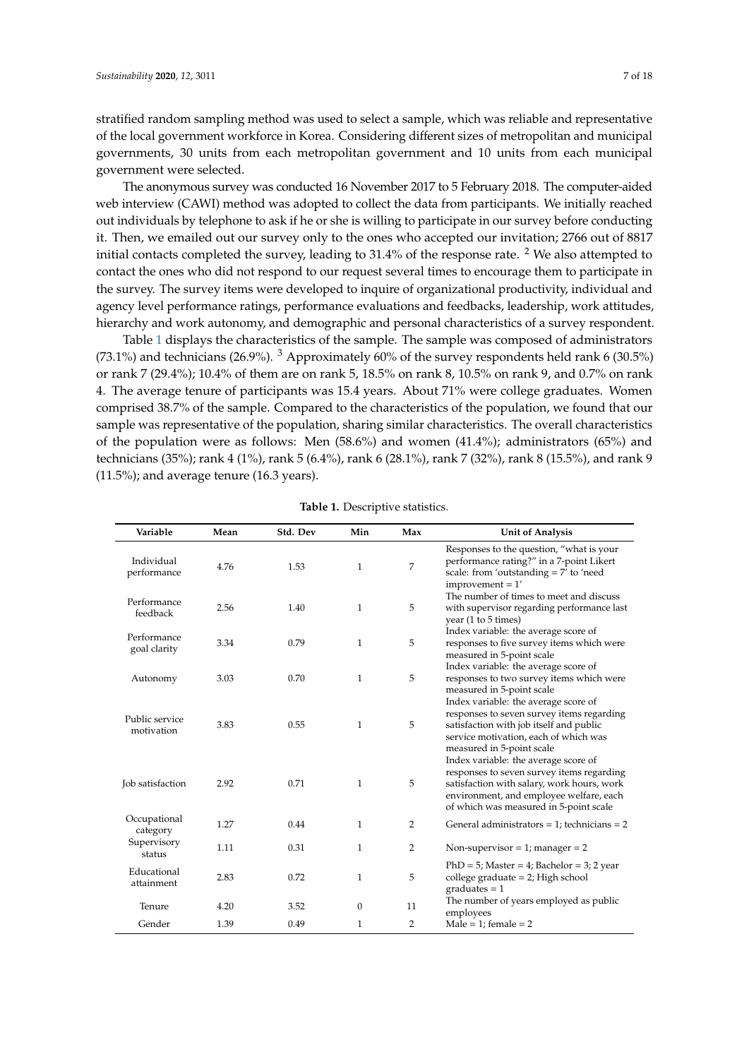stratified random sampling method was used to select a sample, which was reliable and representative of the local government workforce in Korea. Considering different sizes of metropolitan and municipal governments, 30 units from each metropolitan government and 10 units from each municipal government were selected.

The anonymous survey was conducted 16 November 2017 to 5 February 2018. The computer-aided web interview (CAWI) method was adopted to collect the data from participants. We initially reached out individuals by telephone to ask if he or she is willing to participate in our survey before conducting it. Then, we emailed out our survey only to the ones who accepted our invitation; 2766 out of 8817 initial contacts completed the survey, leading to 31.4% of the response rate. [2] We also attempted to contact the ones who did not respond to our request several times to encourage them to participate in the survey. The survey items were developed to inquire of organizational productivity, individual and agency level performance ratings, performance evaluations and feedbacks, leadership, work attitudes, hierarchy and work autonomy, and demographic and personal characteristics of a survey respondent.

Table 1 displays the characteristics of the sample. The sample was composed of administrators (73.1%) and technicians (26.9%). [3] Approximately 60% of the survey respondents held rank 6 (30.5%) or rank 7 (29.4%); 10.4% of them are on rank 5, 18.5% on rank 8, 10.5% on rank 9, and 0.7% on rank 4. The average tenure of participants was 15.4 years. About 71% were college graduates. Women comprised 38.7% of the sample. Compared to the characteristics of the population, we found that our sample was representative of the population, sharing similar characteristics. The overall characteristics of the population were as follows: Men (58.6%) and women (41.4%); administrators (65%) and technicians (35%); rank 4 (1%), rank 5 (6.4%), rank 6 (28.1%), rank 7 (32%), rank 8 (15.5%), and rank 9 (11.5%); and average tenure (16.3 years).

**Table 1.** Descriptive statistics.

| Variable | Mean | Std. Dev | Min | Max | Unit of Analysis |
|---|---|---|---|---|---|
| Individual performance | 4.76 | 1.53 | 1 | 7 | Responses to the question, "what is your performance rating?" in a 7-point Likert scale: from 'outstanding = 7' to 'need improvement = 1' |
| Performance feedback | 2.56 | 1.40 | 1 | 5 | The number of times to meet and discuss with supervisor regarding performance last year (1 to 5 times) |
| Performance goal clarity | 3.34 | 0.79 | 1 | 5 | Index variable: the average score of responses to five survey items which were measured in 5-point scale |
| Autonomy | 3.03 | 0.70 | 1 | 5 | Index variable: the average score of responses to two survey items which were measured in 5-point scale |
| Public service motivation | 3.83 | 0.55 | 1 | 5 | Index variable: the average score of responses to seven survey items regarding satisfaction with job itself and public service motivation, each of which was measured in 5-point scale |
| Job satisfaction | 2.92 | 0.71 | 1 | 5 | Index variable: the average score of responses to seven survey items regarding satisfaction with salary, work hours, work environment, and employee welfare, each of which was measured in 5-point scale |
| Occupational category | 1.27 | 0.44 | 1 | 2 | General administrators = 1; technicians = 2 |
| Supervisory status | 1.11 | 0.31 | 1 | 2 | Non-supervisor = 1; manager = 2 |
| Educational attainment | 2.83 | 0.72 | 1 | 5 | PhD = 5; Master = 4; Bachelor = 3; 2 year college graduate = 2; High school graduates = 1 |
| Tenure | 4.20 | 3.52 | 0 | 11 | The number of years employed as public employees |
| Gender | 1.39 | 0.49 | 1 | 2 | Male = 1; female = 2 |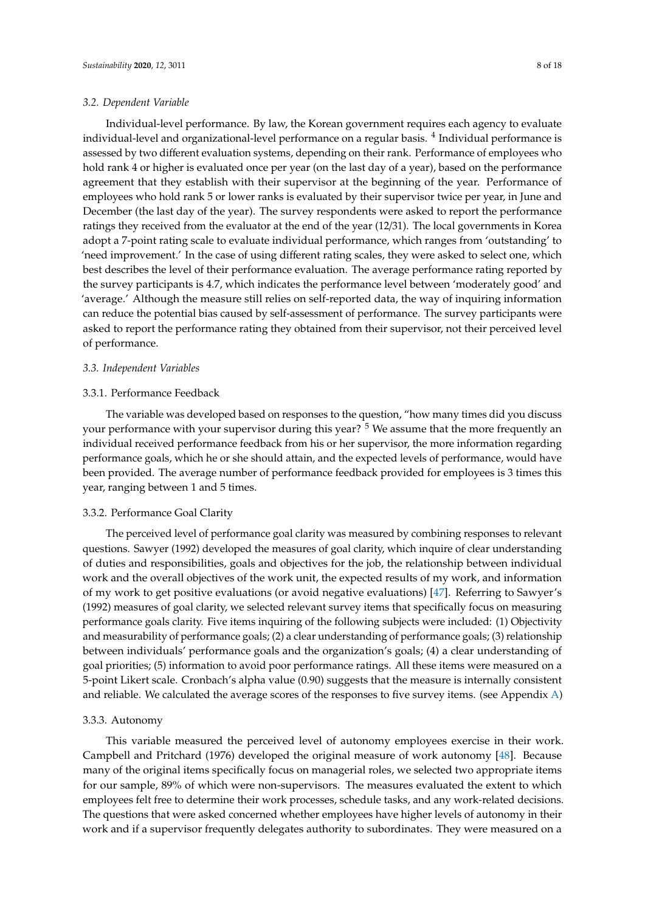### 3.2. Dependent Variable

Individual-level performance. By law, the Korean government requires each agency to evaluate individual-level and organizational-level performance on a regular basis. [4] Individual performance is assessed by two different evaluation systems, depending on their rank. Performance of employees who hold rank 4 or higher is evaluated once per year (on the last day of a year), based on the performance agreement that they establish with their supervisor at the beginning of the year. Performance of employees who hold rank 5 or lower ranks is evaluated by their supervisor twice per year, in June and December (the last day of the year). The survey respondents were asked to report the performance ratings they received from the evaluator at the end of the year (12/31). The local governments in Korea adopt a 7-point rating scale to evaluate individual performance, which ranges from 'outstanding' to 'need improvement.' In the case of using different rating scales, they were asked to select one, which best describes the level of their performance evaluation. The average performance rating reported by the survey participants is 4.7, which indicates the performance level between 'moderately good' and 'average.' Although the measure still relies on self-reported data, the way of inquiring information can reduce the potential bias caused by self-assessment of performance. The survey participants were asked to report the performance rating they obtained from their supervisor, not their perceived level of performance.

### 3.3. Independent Variables

#### 3.3.1. Performance Feedback

The variable was developed based on responses to the question, "how many times did you discuss your performance with your supervisor during this year? [5] We assume that the more frequently an individual received performance feedback from his or her supervisor, the more information regarding performance goals, which he or she should attain, and the expected levels of performance, would have been provided. The average number of performance feedback provided for employees is 3 times this year, ranging between 1 and 5 times.

#### 3.3.2. Performance Goal Clarity

The perceived level of performance goal clarity was measured by combining responses to relevant questions. Sawyer (1992) developed the measures of goal clarity, which inquire of clear understanding of duties and responsibilities, goals and objectives for the job, the relationship between individual work and the overall objectives of the work unit, the expected results of my work, and information of my work to get positive evaluations (or avoid negative evaluations) [47]. Referring to Sawyer's (1992) measures of goal clarity, we selected relevant survey items that specifically focus on measuring performance goals clarity. Five items inquiring of the following subjects were included: (1) Objectivity and measurability of performance goals; (2) a clear understanding of performance goals; (3) relationship between individuals' performance goals and the organization's goals; (4) a clear understanding of goal priorities; (5) information to avoid poor performance ratings. All these items were measured on a 5-point Likert scale. Cronbach's alpha value (0.90) suggests that the measure is internally consistent and reliable. We calculated the average scores of the responses to five survey items. (see Appendix A)

#### 3.3.3. Autonomy

This variable measured the perceived level of autonomy employees exercise in their work. Campbell and Pritchard (1976) developed the original measure of work autonomy [48]. Because many of the original items specifically focus on managerial roles, we selected two appropriate items for our sample, 89% of which were non-supervisors. The measures evaluated the extent to which employees felt free to determine their work processes, schedule tasks, and any work-related decisions. The questions that were asked concerned whether employees have higher levels of autonomy in their work and if a supervisor frequently delegates authority to subordinates. They were measured on a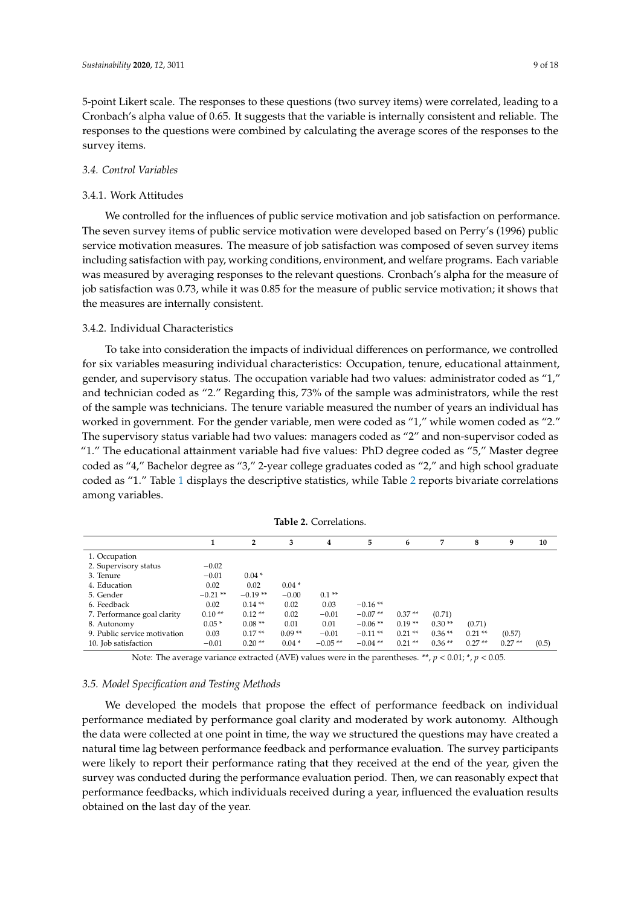5-point Likert scale. The responses to these questions (two survey items) were correlated, leading to a Cronbach's alpha value of 0.65. It suggests that the variable is internally consistent and reliable. The responses to the questions were combined by calculating the average scores of the responses to the survey items.

### *3.4. Control Variables*

#### 3.4.1. Work Attitudes

We controlled for the influences of public service motivation and job satisfaction on performance. The seven survey items of public service motivation were developed based on Perry's (1996) public service motivation measures. The measure of job satisfaction was composed of seven survey items including satisfaction with pay, working conditions, environment, and welfare programs. Each variable was measured by averaging responses to the relevant questions. Cronbach's alpha for the measure of job satisfaction was 0.73, while it was 0.85 for the measure of public service motivation; it shows that the measures are internally consistent.

#### 3.4.2. Individual Characteristics

To take into consideration the impacts of individual differences on performance, we controlled for six variables measuring individual characteristics: Occupation, tenure, educational attainment, gender, and supervisory status. The occupation variable had two values: administrator coded as "1," and technician coded as "2." Regarding this, 73% of the sample was administrators, while the rest of the sample was technicians. The tenure variable measured the number of years an individual has worked in government. For the gender variable, men were coded as "1," while women coded as "2." The supervisory status variable had two values: managers coded as "2" and non-supervisor coded as "1." The educational attainment variable had five values: PhD degree coded as "5," Master degree coded as "4," Bachelor degree as "3," 2-year college graduates coded as "2," and high school graduate coded as "1." Table 1 displays the descriptive statistics, while Table 2 reports bivariate correlations among variables.

**Table 2.** Correlations.

| | 1 | 2 | 3 | 4 | 5 | 6 | 7 | 8 | 9 | 10 |
|---|---|---|---|---|---|---|---|---|---|---|
| 1. Occupation | | | | | | | | | | |
| 2. Supervisory status | −0.02 | | | | | | | | | |
| 3. Tenure | −0.01 | 0.04 * | | | | | | | | |
| 4. Education | 0.02 | 0.02 | 0.04 * | | | | | | | |
| 5. Gender | −0.21 ** | −0.19 ** | −0.00 | 0.1 ** | | | | | | |
| 6. Feedback | 0.02 | 0.14 ** | 0.02 | 0.03 | −0.16 ** | | | | | |
| 7. Performance goal clarity | 0.10 ** | 0.12 ** | 0.02 | −0.01 | −0.07 ** | 0.37 ** | (0.71) | | | |
| 8. Autonomy | 0.05 * | 0.08 ** | 0.01 | 0.01 | −0.06 ** | 0.19 ** | 0.30 ** | (0.71) | | |
| 9. Public service motivation | 0.03 | 0.17 ** | 0.09 ** | −0.01 | −0.11 ** | 0.21 ** | 0.36 ** | 0.21 ** | (0.57) | |
| 10. Job satisfaction | −0.01 | 0.20 ** | 0.04 * | −0.05 ** | −0.04 ** | 0.21 ** | 0.36 ** | 0.27 ** | 0.27 ** | (0.5) |

Note: The average variance extracted (AVE) values were in the parentheses. **, $p < 0.01$; *, $p < 0.05$.

### *3.5. Model Specification and Testing Methods*

We developed the models that propose the effect of performance feedback on individual performance mediated by performance goal clarity and moderated by work autonomy. Although the data were collected at one point in time, the way we structured the questions may have created a natural time lag between performance feedback and performance evaluation. The survey participants were likely to report their performance rating that they received at the end of the year, given the survey was conducted during the performance evaluation period. Then, we can reasonably expect that performance feedbacks, which individuals received during a year, influenced the evaluation results obtained on the last day of the year.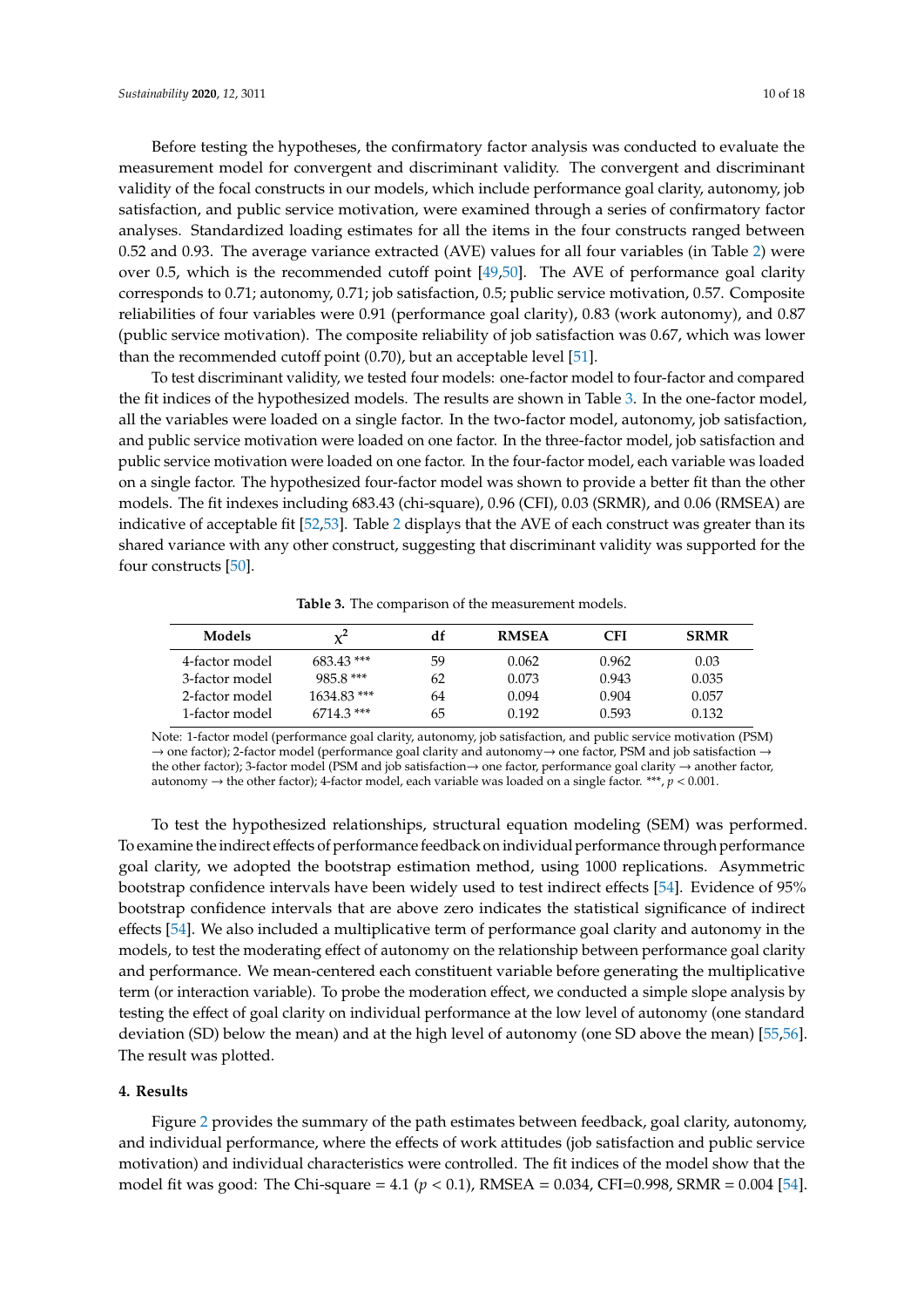Before testing the hypotheses, the confirmatory factor analysis was conducted to evaluate the measurement model for convergent and discriminant validity. The convergent and discriminant validity of the focal constructs in our models, which include performance goal clarity, autonomy, job satisfaction, and public service motivation, were examined through a series of confirmatory factor analyses. Standardized loading estimates for all the items in the four constructs ranged between 0.52 and 0.93. The average variance extracted (AVE) values for all four variables (in Table 2) were over 0.5, which is the recommended cutoff point [49,50]. The AVE of performance goal clarity corresponds to 0.71; autonomy, 0.71; job satisfaction, 0.5; public service motivation, 0.57. Composite reliabilities of four variables were 0.91 (performance goal clarity), 0.83 (work autonomy), and 0.87 (public service motivation). The composite reliability of job satisfaction was 0.67, which was lower than the recommended cutoff point (0.70), but an acceptable level [51].

To test discriminant validity, we tested four models: one-factor model to four-factor and compared the fit indices of the hypothesized models. The results are shown in Table 3. In the one-factor model, all the variables were loaded on a single factor. In the two-factor model, autonomy, job satisfaction, and public service motivation were loaded on one factor. In the three-factor model, job satisfaction and public service motivation were loaded on one factor. In the four-factor model, each variable was loaded on a single factor. The hypothesized four-factor model was shown to provide a better fit than the other models. The fit indexes including 683.43 (chi-square), 0.96 (CFI), 0.03 (SRMR), and 0.06 (RMSEA) are indicative of acceptable fit [52,53]. Table 2 displays that the AVE of each construct was greater than its shared variance with any other construct, suggesting that discriminant validity was supported for the four constructs [50].

**Table 3.** The comparison of the measurement models.

| Models | $\chi^2$ | df | RMSEA | CFI | SRMR |
|---|---|---|---|---|---|
| 4-factor model | 683.43 *** | 59 | 0.062 | 0.962 | 0.03 |
| 3-factor model | 985.8 *** | 62 | 0.073 | 0.943 | 0.035 |
| 2-factor model | 1634.83 *** | 64 | 0.094 | 0.904 | 0.057 |
| 1-factor model | 6714.3 *** | 65 | 0.192 | 0.593 | 0.132 |

Note: 1-factor model (performance goal clarity, autonomy, job satisfaction, and public service motivation (PSM) → one factor); 2-factor model (performance goal clarity and autonomy→ one factor, PSM and job satisfaction → the other factor); 3-factor model (PSM and job satisfaction→ one factor, performance goal clarity → another factor, autonomy → the other factor); 4-factor model, each variable was loaded on a single factor. ***, $p < 0.001$.

To test the hypothesized relationships, structural equation modeling (SEM) was performed. To examine the indirect effects of performance feedback on individual performance through performance goal clarity, we adopted the bootstrap estimation method, using 1000 replications. Asymmetric bootstrap confidence intervals have been widely used to test indirect effects [54]. Evidence of 95% bootstrap confidence intervals that are above zero indicates the statistical significance of indirect effects [54]. We also included a multiplicative term of performance goal clarity and autonomy in the models, to test the moderating effect of autonomy on the relationship between performance goal clarity and performance. We mean-centered each constituent variable before generating the multiplicative term (or interaction variable). To probe the moderation effect, we conducted a simple slope analysis by testing the effect of goal clarity on individual performance at the low level of autonomy (one standard deviation (SD) below the mean) and at the high level of autonomy (one SD above the mean) [55,56]. The result was plotted.

## 4. Results

Figure 2 provides the summary of the path estimates between feedback, goal clarity, autonomy, and individual performance, where the effects of work attitudes (job satisfaction and public service motivation) and individual characteristics were controlled. The fit indices of the model show that the model fit was good: The Chi-square = 4.1 ($p < 0.1$), RMSEA = 0.034, CFI=0.998, SRMR = 0.004 [54].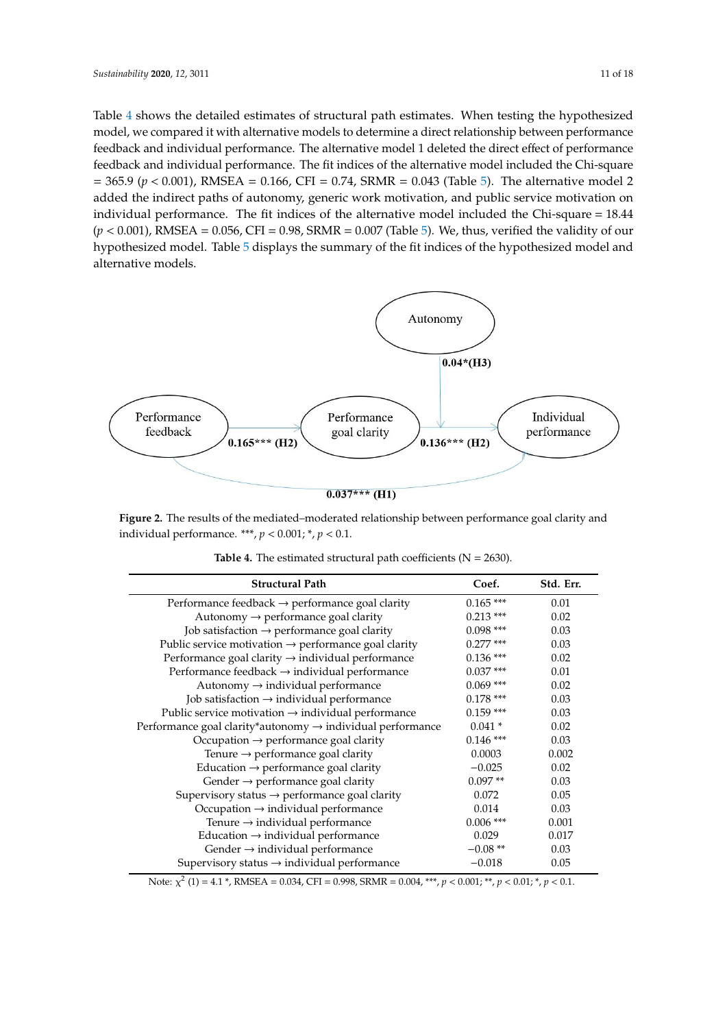Table 4 shows the detailed estimates of structural path estimates. When testing the hypothesized model, we compared it with alternative models to determine a direct relationship between performance feedback and individual performance. The alternative model 1 deleted the direct effect of performance feedback and individual performance. The fit indices of the alternative model included the Chi-square = 365.9 ($p < 0.001$), RMSEA = 0.166, CFI = 0.74, SRMR = 0.043 (Table 5). The alternative model 2 added the indirect paths of autonomy, generic work motivation, and public service motivation on individual performance. The fit indices of the alternative model included the Chi-square = 18.44 ($p < 0.001$), RMSEA = 0.056, CFI = 0.98, SRMR = 0.007 (Table 5). We, thus, verified the validity of our hypothesized model. Table 5 displays the summary of the fit indices of the hypothesized model and alternative models.

Autonomy

0.04*(H3)

Performance feedback — 0.165*** (H2) → Performance goal clarity — 0.136*** (H2) → Individual performance

0.037*** (H1)

**Figure 2.** The results of the mediated–moderated relationship between performance goal clarity and individual performance. ***, $p < 0.001$; *, $p < 0.1$.

**Table 4.** The estimated structural path coefficients (N = 2630).

| Structural Path | Coef. | Std. Err. |
| --- | --- | --- |
| Performance feedback → performance goal clarity | 0.165 *** | 0.01 |
| Autonomy → performance goal clarity | 0.213 *** | 0.02 |
| Job satisfaction → performance goal clarity | 0.098 *** | 0.03 |
| Public service motivation → performance goal clarity | 0.277 *** | 0.03 |
| Performance goal clarity → individual performance | 0.136 *** | 0.02 |
| Performance feedback → individual performance | 0.037 *** | 0.01 |
| Autonomy → individual performance | 0.069 *** | 0.02 |
| Job satisfaction → individual performance | 0.178 *** | 0.03 |
| Public service motivation → individual performance | 0.159 *** | 0.03 |
| Performance goal clarity*autonomy → individual performance | 0.041 * | 0.02 |
| Occupation → performance goal clarity | 0.146 *** | 0.03 |
| Tenure → performance goal clarity | 0.0003 | 0.002 |
| Education → performance goal clarity | −0.025 | 0.02 |
| Gender → performance goal clarity | 0.097 ** | 0.03 |
| Supervisory status → performance goal clarity | 0.072 | 0.05 |
| Occupation → individual performance | 0.014 | 0.03 |
| Tenure → individual performance | 0.006 *** | 0.001 |
| Education → individual performance | 0.029 | 0.017 |
| Gender → individual performance | −0.08 ** | 0.03 |
| Supervisory status → individual performance | −0.018 | 0.05 |

Note: $\chi^2$ (1) = 4.1 *, RMSEA = 0.034, CFI = 0.998, SRMR = 0.004, ***, $p < 0.001$; **, $p < 0.01$; *, $p < 0.1$.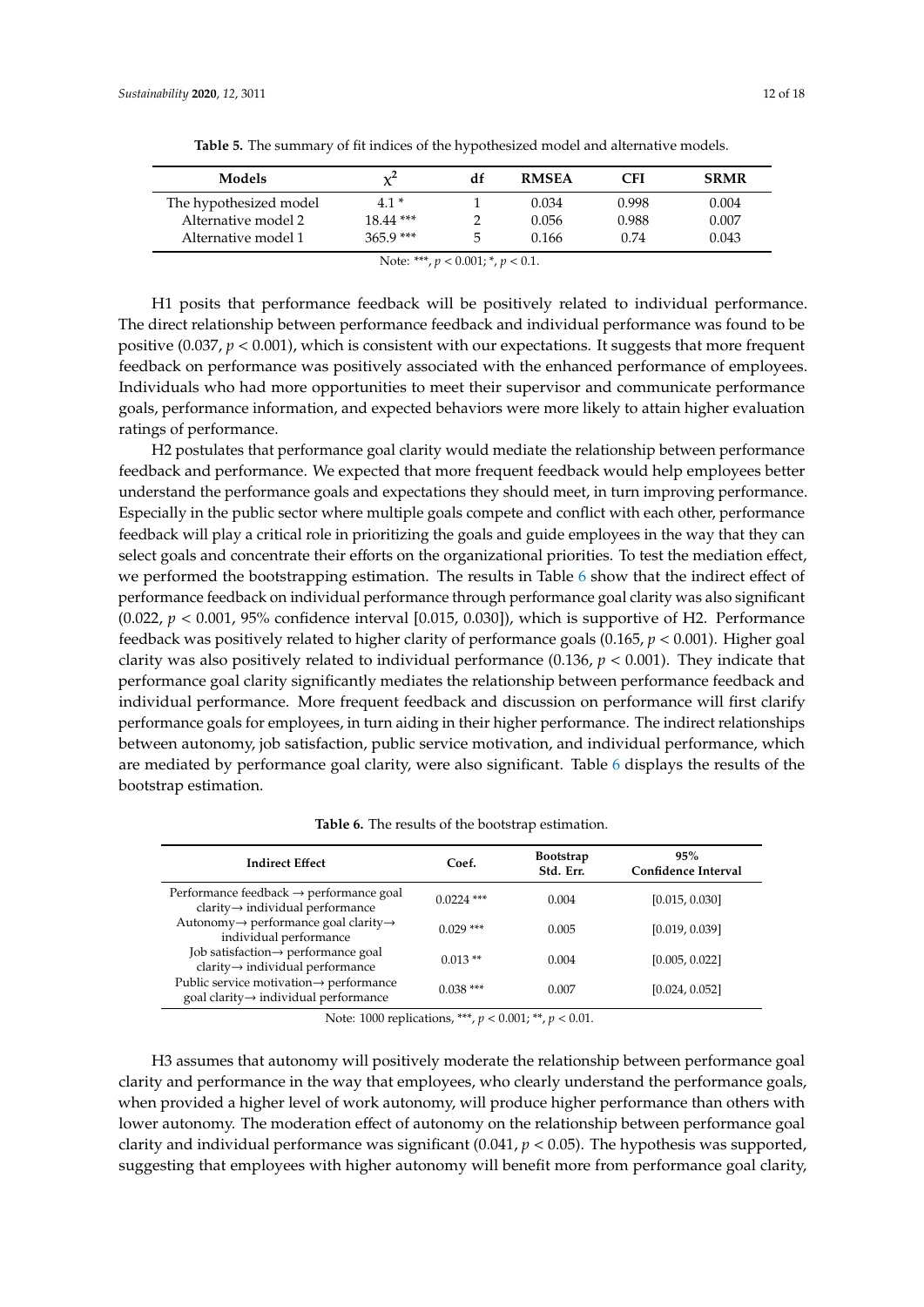**Table 5.** The summary of fit indices of the hypothesized model and alternative models.

| Models | $\chi^2$ | df | RMSEA | CFI | SRMR |
|---|---|---|---|---|---|
| The hypothesized model | 4.1 * | 1 | 0.034 | 0.998 | 0.004 |
| Alternative model 2 | 18.44 *** | 2 | 0.056 | 0.988 | 0.007 |
| Alternative model 1 | 365.9 *** | 5 | 0.166 | 0.74 | 0.043 |

Note: ***, $p < 0.001$; *, $p < 0.1$.

H1 posits that performance feedback will be positively related to individual performance. The direct relationship between performance feedback and individual performance was found to be positive (0.037, $p < 0.001$), which is consistent with our expectations. It suggests that more frequent feedback on performance was positively associated with the enhanced performance of employees. Individuals who had more opportunities to meet their supervisor and communicate performance goals, performance information, and expected behaviors were more likely to attain higher evaluation ratings of performance.

H2 postulates that performance goal clarity would mediate the relationship between performance feedback and performance. We expected that more frequent feedback would help employees better understand the performance goals and expectations they should meet, in turn improving performance. Especially in the public sector where multiple goals compete and conflict with each other, performance feedback will play a critical role in prioritizing the goals and guide employees in the way that they can select goals and concentrate their efforts on the organizational priorities. To test the mediation effect, we performed the bootstrapping estimation. The results in Table 6 show that the indirect effect of performance feedback on individual performance through performance goal clarity was also significant (0.022, $p < 0.001$, 95% confidence interval [0.015, 0.030]), which is supportive of H2. Performance feedback was positively related to higher clarity of performance goals (0.165, $p < 0.001$). Higher goal clarity was also positively related to individual performance (0.136, $p < 0.001$). They indicate that performance goal clarity significantly mediates the relationship between performance feedback and individual performance. More frequent feedback and discussion on performance will first clarify performance goals for employees, in turn aiding in their higher performance. The indirect relationships between autonomy, job satisfaction, public service motivation, and individual performance, which are mediated by performance goal clarity, were also significant. Table 6 displays the results of the bootstrap estimation.

**Table 6.** The results of the bootstrap estimation.

| Indirect Effect | Coef. | Bootstrap Std. Err. | 95% Confidence Interval |
|---|---|---|---|
| Performance feedback → performance goal clarity→ individual performance | 0.0224 *** | 0.004 | [0.015, 0.030] |
| Autonomy→ performance goal clarity→ individual performance | 0.029 *** | 0.005 | [0.019, 0.039] |
| Job satisfaction→ performance goal clarity→ individual performance | 0.013 ** | 0.004 | [0.005, 0.022] |
| Public service motivation→ performance goal clarity→ individual performance | 0.038 *** | 0.007 | [0.024, 0.052] |

Note: 1000 replications, ***, $p < 0.001$; **, $p < 0.01$.

H3 assumes that autonomy will positively moderate the relationship between performance goal clarity and performance in the way that employees, who clearly understand the performance goals, when provided a higher level of work autonomy, will produce higher performance than others with lower autonomy. The moderation effect of autonomy on the relationship between performance goal clarity and individual performance was significant (0.041, $p < 0.05$). The hypothesis was supported, suggesting that employees with higher autonomy will benefit more from performance goal clarity,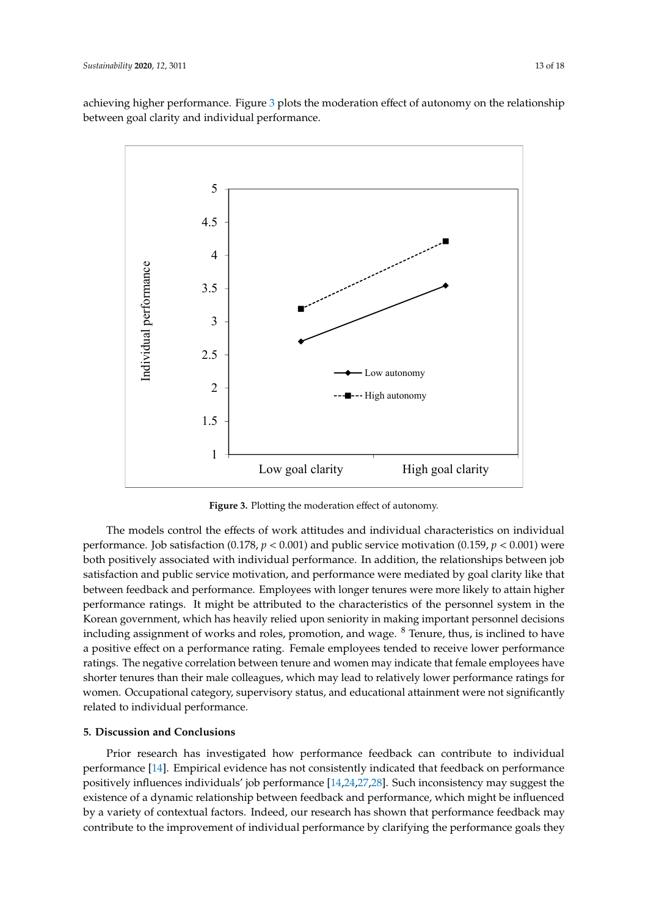achieving higher performance. Figure 3 plots the moderation effect of autonomy on the relationship between goal clarity and individual performance.

**Figure 3.** Plotting the moderation effect of autonomy.

The models control the effects of work attitudes and individual characteristics on individual performance. Job satisfaction (0.178, $p < 0.001$) and public service motivation (0.159, $p < 0.001$) were both positively associated with individual performance. In addition, the relationships between job satisfaction and public service motivation, and performance were mediated by goal clarity like that between feedback and performance. Employees with longer tenures were more likely to attain higher performance ratings. It might be attributed to the characteristics of the personnel system in the Korean government, which has heavily relied upon seniority in making important personnel decisions including assignment of works and roles, promotion, and wage. [8] Tenure, thus, is inclined to have a positive effect on a performance rating. Female employees tended to receive lower performance ratings. The negative correlation between tenure and women may indicate that female employees have shorter tenures than their male colleagues, which may lead to relatively lower performance ratings for women. Occupational category, supervisory status, and educational attainment were not significantly related to individual performance.

## 5. Discussion and Conclusions

Prior research has investigated how performance feedback can contribute to individual performance [14]. Empirical evidence has not consistently indicated that feedback on performance positively influences individuals' job performance [14,24,27,28]. Such inconsistency may suggest the existence of a dynamic relationship between feedback and performance, which might be influenced by a variety of contextual factors. Indeed, our research has shown that performance feedback may contribute to the improvement of individual performance by clarifying the performance goals they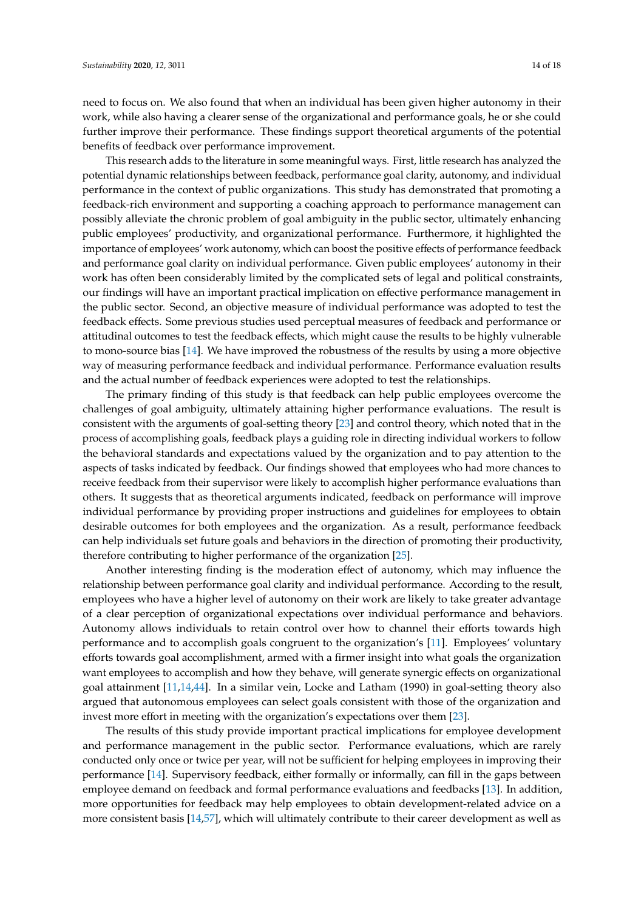need to focus on. We also found that when an individual has been given higher autonomy in their work, while also having a clearer sense of the organizational and performance goals, he or she could further improve their performance. These findings support theoretical arguments of the potential benefits of feedback over performance improvement.

This research adds to the literature in some meaningful ways. First, little research has analyzed the potential dynamic relationships between feedback, performance goal clarity, autonomy, and individual performance in the context of public organizations. This study has demonstrated that promoting a feedback-rich environment and supporting a coaching approach to performance management can possibly alleviate the chronic problem of goal ambiguity in the public sector, ultimately enhancing public employees' productivity, and organizational performance. Furthermore, it highlighted the importance of employees' work autonomy, which can boost the positive effects of performance feedback and performance goal clarity on individual performance. Given public employees' autonomy in their work has often been considerably limited by the complicated sets of legal and political constraints, our findings will have an important practical implication on effective performance management in the public sector. Second, an objective measure of individual performance was adopted to test the feedback effects. Some previous studies used perceptual measures of feedback and performance or attitudinal outcomes to test the feedback effects, which might cause the results to be highly vulnerable to mono-source bias [14]. We have improved the robustness of the results by using a more objective way of measuring performance feedback and individual performance. Performance evaluation results and the actual number of feedback experiences were adopted to test the relationships.

The primary finding of this study is that feedback can help public employees overcome the challenges of goal ambiguity, ultimately attaining higher performance evaluations. The result is consistent with the arguments of goal-setting theory [23] and control theory, which noted that in the process of accomplishing goals, feedback plays a guiding role in directing individual workers to follow the behavioral standards and expectations valued by the organization and to pay attention to the aspects of tasks indicated by feedback. Our findings showed that employees who had more chances to receive feedback from their supervisor were likely to accomplish higher performance evaluations than others. It suggests that as theoretical arguments indicated, feedback on performance will improve individual performance by providing proper instructions and guidelines for employees to obtain desirable outcomes for both employees and the organization. As a result, performance feedback can help individuals set future goals and behaviors in the direction of promoting their productivity, therefore contributing to higher performance of the organization [25].

Another interesting finding is the moderation effect of autonomy, which may influence the relationship between performance goal clarity and individual performance. According to the result, employees who have a higher level of autonomy on their work are likely to take greater advantage of a clear perception of organizational expectations over individual performance and behaviors. Autonomy allows individuals to retain control over how to channel their efforts towards high performance and to accomplish goals congruent to the organization's [11]. Employees' voluntary efforts towards goal accomplishment, armed with a firmer insight into what goals the organization want employees to accomplish and how they behave, will generate synergic effects on organizational goal attainment [11,14,44]. In a similar vein, Locke and Latham (1990) in goal-setting theory also argued that autonomous employees can select goals consistent with those of the organization and invest more effort in meeting with the organization's expectations over them [23].

The results of this study provide important practical implications for employee development and performance management in the public sector. Performance evaluations, which are rarely conducted only once or twice per year, will not be sufficient for helping employees in improving their performance [14]. Supervisory feedback, either formally or informally, can fill in the gaps between employee demand on feedback and formal performance evaluations and feedbacks [13]. In addition, more opportunities for feedback may help employees to obtain development-related advice on a more consistent basis [14,57], which will ultimately contribute to their career development as well as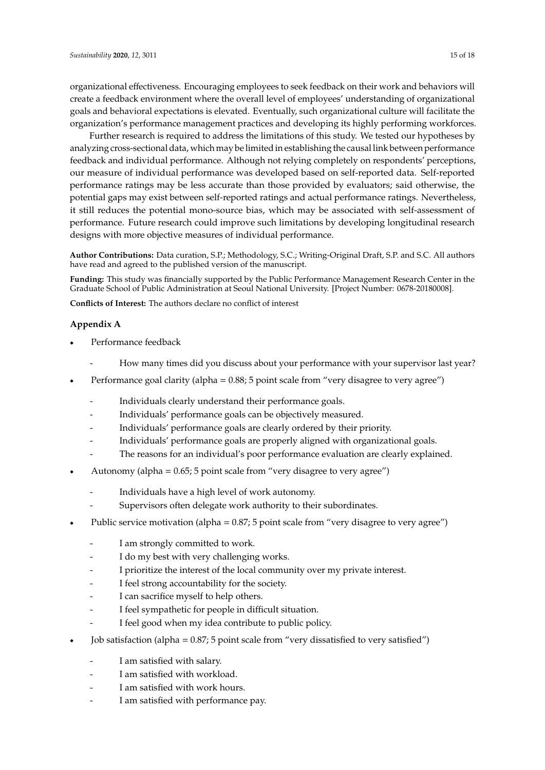organizational effectiveness. Encouraging employees to seek feedback on their work and behaviors will create a feedback environment where the overall level of employees' understanding of organizational goals and behavioral expectations is elevated. Eventually, such organizational culture will facilitate the organization's performance management practices and developing its highly performing workforces.

Further research is required to address the limitations of this study. We tested our hypotheses by analyzing cross-sectional data, which may be limited in establishing the causal link between performance feedback and individual performance. Although not relying completely on respondents' perceptions, our measure of individual performance was developed based on self-reported data. Self-reported performance ratings may be less accurate than those provided by evaluators; said otherwise, the potential gaps may exist between self-reported ratings and actual performance ratings. Nevertheless, it still reduces the potential mono-source bias, which may be associated with self-assessment of performance. Future research could improve such limitations by developing longitudinal research designs with more objective measures of individual performance.

**Author Contributions:** Data curation, S.P.; Methodology, S.C.; Writing-Original Draft, S.P. and S.C. All authors have read and agreed to the published version of the manuscript.

**Funding:** This study was financially supported by the Public Performance Management Research Center in the Graduate School of Public Administration at Seoul National University. [Project Number: 0678-20180008].

**Conflicts of Interest:** The authors declare no conflict of interest

## Appendix A

- Performance feedback
  - How many times did you discuss about your performance with your supervisor last year?
- Performance goal clarity (alpha = 0.88; 5 point scale from "very disagree to very agree")
  - Individuals clearly understand their performance goals.
  - Individuals' performance goals can be objectively measured.
  - Individuals' performance goals are clearly ordered by their priority.
  - Individuals' performance goals are properly aligned with organizational goals.
  - The reasons for an individual's poor performance evaluation are clearly explained.
- Autonomy (alpha = 0.65; 5 point scale from "very disagree to very agree")
  - Individuals have a high level of work autonomy.
  - Supervisors often delegate work authority to their subordinates.
- Public service motivation (alpha = 0.87; 5 point scale from "very disagree to very agree")
  - I am strongly committed to work.
  - I do my best with very challenging works.
  - I prioritize the interest of the local community over my private interest.
  - I feel strong accountability for the society.
  - I can sacrifice myself to help others.
  - I feel sympathetic for people in difficult situation.
  - I feel good when my idea contribute to public policy.
- Job satisfaction (alpha = 0.87; 5 point scale from "very dissatisfied to very satisfied")
  - I am satisfied with salary.
  - I am satisfied with workload.
  - I am satisfied with work hours.
  - I am satisfied with performance pay.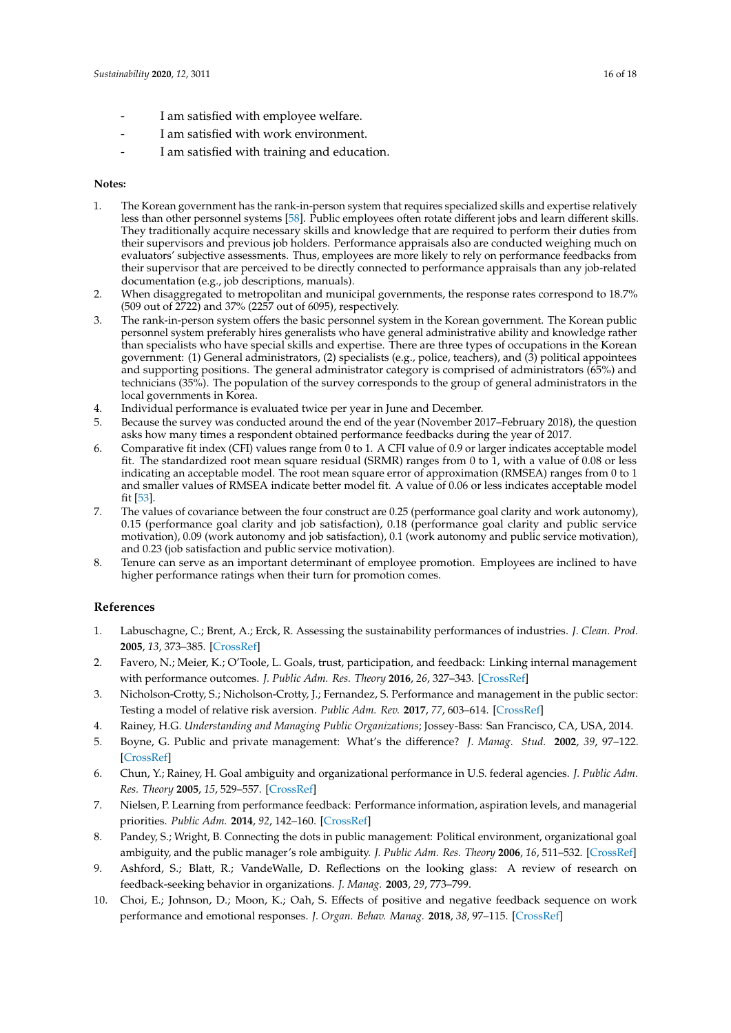- I am satisfied with employee welfare.
- I am satisfied with work environment.
- I am satisfied with training and education.

**Notes:**

1. The Korean government has the rank-in-person system that requires specialized skills and expertise relatively less than other personnel systems [58]. Public employees often rotate different jobs and learn different skills. They traditionally acquire necessary skills and knowledge that are required to perform their duties from their supervisors and previous job holders. Performance appraisals also are conducted weighing much on evaluators' subjective assessments. Thus, employees are more likely to rely on performance feedbacks from their supervisor that are perceived to be directly connected to performance appraisals than any job-related documentation (e.g., job descriptions, manuals).
2. When disaggregated to metropolitan and municipal governments, the response rates correspond to 18.7% (509 out of 2722) and 37% (2257 out of 6095), respectively.
3. The rank-in-person system offers the basic personnel system in the Korean government. The Korean public personnel system preferably hires generalists who have general administrative ability and knowledge rather than specialists who have special skills and expertise. There are three types of occupations in the Korean government: (1) General administrators, (2) specialists (e.g., police, teachers), and (3) political appointees and supporting positions. The general administrator category is comprised of administrators (65%) and technicians (35%). The population of the survey corresponds to the group of general administrators in the local governments in Korea.
4. Individual performance is evaluated twice per year in June and December.
5. Because the survey was conducted around the end of the year (November 2017–February 2018), the question asks how many times a respondent obtained performance feedbacks during the year of 2017.
6. Comparative fit index (CFI) values range from 0 to 1. A CFI value of 0.9 or larger indicates acceptable model fit. The standardized root mean square residual (SRMR) ranges from 0 to 1, with a value of 0.08 or less indicating an acceptable model. The root mean square error of approximation (RMSEA) ranges from 0 to 1 and smaller values of RMSEA indicate better model fit. A value of 0.06 or less indicates acceptable model fit [53].
7. The values of covariance between the four construct are 0.25 (performance goal clarity and work autonomy), 0.15 (performance goal clarity and job satisfaction), 0.18 (performance goal clarity and public service motivation), 0.09 (work autonomy and job satisfaction), 0.1 (work autonomy and public service motivation), and 0.23 (job satisfaction and public service motivation).
8. Tenure can serve as an important determinant of employee promotion. Employees are inclined to have higher performance ratings when their turn for promotion comes.

## References

1. Labuschagne, C.; Brent, A.; Erck, R. Assessing the sustainability performances of industries. *J. Clean. Prod.* **2005**, *13*, 373–385. [CrossRef]
2. Favero, N.; Meier, K.; O'Toole, L. Goals, trust, participation, and feedback: Linking internal management with performance outcomes. *J. Public Adm. Res. Theory* **2016**, *26*, 327–343. [CrossRef]
3. Nicholson-Crotty, S.; Nicholson-Crotty, J.; Fernandez, S. Performance and management in the public sector: Testing a model of relative risk aversion. *Public Adm. Rev.* **2017**, *77*, 603–614. [CrossRef]
4. Rainey, H.G. *Understanding and Managing Public Organizations*; Jossey-Bass: San Francisco, CA, USA, 2014.
5. Boyne, G. Public and private management: What's the difference? *J. Manag. Stud.* **2002**, *39*, 97–122. [CrossRef]
6. Chun, Y.; Rainey, H. Goal ambiguity and organizational performance in U.S. federal agencies. *J. Public Adm. Res. Theory* **2005**, *15*, 529–557. [CrossRef]
7. Nielsen, P. Learning from performance feedback: Performance information, aspiration levels, and managerial priorities. *Public Adm.* **2014**, *92*, 142–160. [CrossRef]
8. Pandey, S.; Wright, B. Connecting the dots in public management: Political environment, organizational goal ambiguity, and the public manager's role ambiguity. *J. Public Adm. Res. Theory* **2006**, *16*, 511–532. [CrossRef]
9. Ashford, S.; Blatt, R.; VandeWalle, D. Reflections on the looking glass: A review of research on feedback-seeking behavior in organizations. *J. Manag.* **2003**, *29*, 773–799.
10. Choi, E.; Johnson, D.; Moon, K.; Oah, S. Effects of positive and negative feedback sequence on work performance and emotional responses. *J. Organ. Behav. Manag.* **2018**, *38*, 97–115. [CrossRef]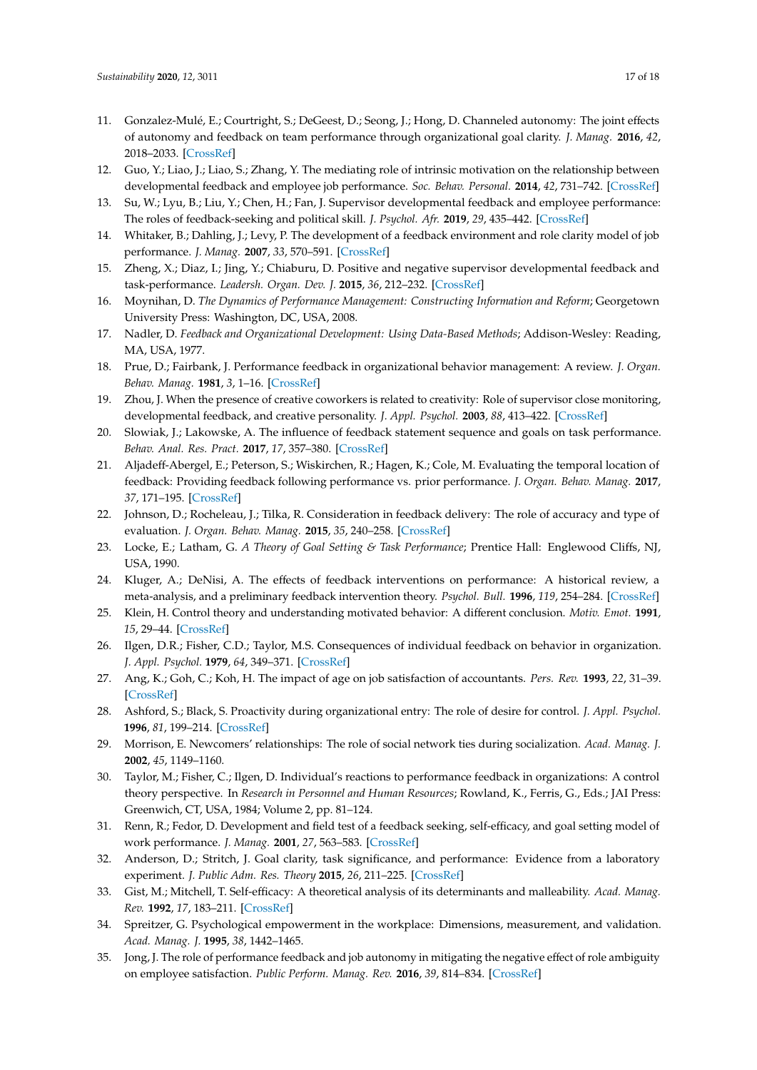11. Gonzalez-Mulé, E.; Courtright, S.; DeGeest, D.; Seong, J.; Hong, D. Channeled autonomy: The joint effects of autonomy and feedback on team performance through organizational goal clarity. *J. Manag.* **2016**, *42*, 2018–2033. [CrossRef]
12. Guo, Y.; Liao, J.; Liao, S.; Zhang, Y. The mediating role of intrinsic motivation on the relationship between developmental feedback and employee job performance. *Soc. Behav. Personal.* **2014**, *42*, 731–742. [CrossRef]
13. Su, W.; Lyu, B.; Liu, Y.; Chen, H.; Fan, J. Supervisor developmental feedback and employee performance: The roles of feedback-seeking and political skill. *J. Psychol. Afr.* **2019**, *29*, 435–442. [CrossRef]
14. Whitaker, B.; Dahling, J.; Levy, P. The development of a feedback environment and role clarity model of job performance. *J. Manag.* **2007**, *33*, 570–591. [CrossRef]
15. Zheng, X.; Diaz, I.; Jing, Y.; Chiaburu, D. Positive and negative supervisor developmental feedback and task-performance. *Leadersh. Organ. Dev. J.* **2015**, *36*, 212–232. [CrossRef]
16. Moynihan, D. *The Dynamics of Performance Management: Constructing Information and Reform*; Georgetown University Press: Washington, DC, USA, 2008.
17. Nadler, D. *Feedback and Organizational Development: Using Data-Based Methods*; Addison-Wesley: Reading, MA, USA, 1977.
18. Prue, D.; Fairbank, J. Performance feedback in organizational behavior management: A review. *J. Organ. Behav. Manag.* **1981**, *3*, 1–16. [CrossRef]
19. Zhou, J. When the presence of creative coworkers is related to creativity: Role of supervisor close monitoring, developmental feedback, and creative personality. *J. Appl. Psychol.* **2003**, *88*, 413–422. [CrossRef]
20. Slowiak, J.; Lakowske, A. The influence of feedback statement sequence and goals on task performance. *Behav. Anal. Res. Pract.* **2017**, *17*, 357–380. [CrossRef]
21. Aljadeff-Abergel, E.; Peterson, S.; Wiskirchen, R.; Hagen, K.; Cole, M. Evaluating the temporal location of feedback: Providing feedback following performance vs. prior performance. *J. Organ. Behav. Manag.* **2017**, *37*, 171–195. [CrossRef]
22. Johnson, D.; Rocheleau, J.; Tilka, R. Consideration in feedback delivery: The role of accuracy and type of evaluation. *J. Organ. Behav. Manag.* **2015**, *35*, 240–258. [CrossRef]
23. Locke, E.; Latham, G. *A Theory of Goal Setting & Task Performance*; Prentice Hall: Englewood Cliffs, NJ, USA, 1990.
24. Kluger, A.; DeNisi, A. The effects of feedback interventions on performance: A historical review, a meta-analysis, and a preliminary feedback intervention theory. *Psychol. Bull.* **1996**, *119*, 254–284. [CrossRef]
25. Klein, H. Control theory and understanding motivated behavior: A different conclusion. *Motiv. Emot.* **1991**, *15*, 29–44. [CrossRef]
26. Ilgen, D.R.; Fisher, C.D.; Taylor, M.S. Consequences of individual feedback on behavior in organization. *J. Appl. Psychol.* **1979**, *64*, 349–371. [CrossRef]
27. Ang, K.; Goh, C.; Koh, H. The impact of age on job satisfaction of accountants. *Pers. Rev.* **1993**, *22*, 31–39. [CrossRef]
28. Ashford, S.; Black, S. Proactivity during organizational entry: The role of desire for control. *J. Appl. Psychol.* **1996**, *81*, 199–214. [CrossRef]
29. Morrison, E. Newcomers' relationships: The role of social network ties during socialization. *Acad. Manag. J.* **2002**, *45*, 1149–1160.
30. Taylor, M.; Fisher, C.; Ilgen, D. Individual's reactions to performance feedback in organizations: A control theory perspective. In *Research in Personnel and Human Resources*; Rowland, K., Ferris, G., Eds.; JAI Press: Greenwich, CT, USA, 1984; Volume 2, pp. 81–124.
31. Renn, R.; Fedor, D. Development and field test of a feedback seeking, self-efficacy, and goal setting model of work performance. *J. Manag.* **2001**, *27*, 563–583. [CrossRef]
32. Anderson, D.; Stritch, J. Goal clarity, task significance, and performance: Evidence from a laboratory experiment. *J. Public Adm. Res. Theory* **2015**, *26*, 211–225. [CrossRef]
33. Gist, M.; Mitchell, T. Self-efficacy: A theoretical analysis of its determinants and malleability. *Acad. Manag. Rev.* **1992**, *17*, 183–211. [CrossRef]
34. Spreitzer, G. Psychological empowerment in the workplace: Dimensions, measurement, and validation. *Acad. Manag. J.* **1995**, *38*, 1442–1465.
35. Jong, J. The role of performance feedback and job autonomy in mitigating the negative effect of role ambiguity on employee satisfaction. *Public Perform. Manag. Rev.* **2016**, *39*, 814–834. [CrossRef]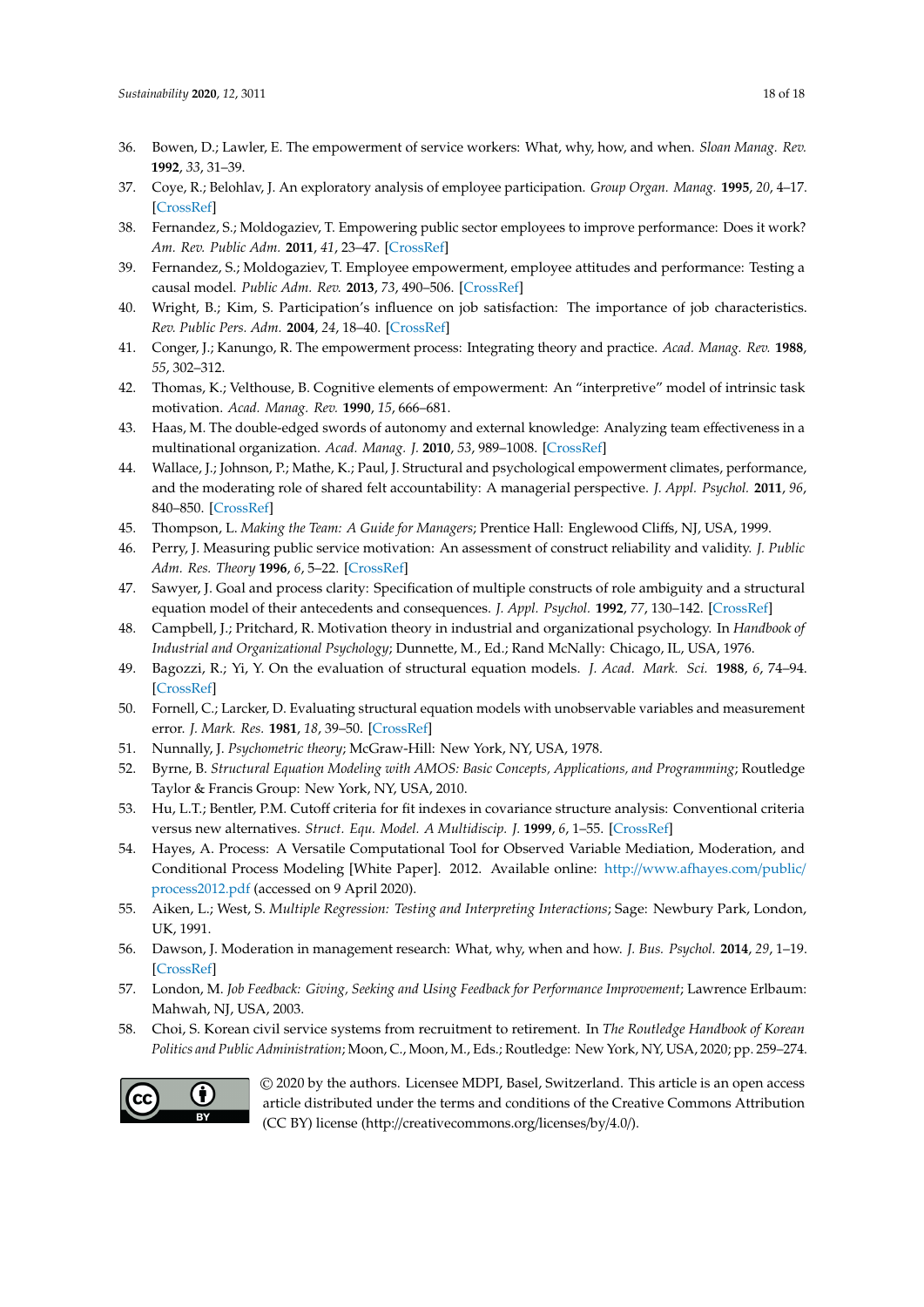36. Bowen, D.; Lawler, E. The empowerment of service workers: What, why, how, and when. *Sloan Manag. Rev.* **1992**, *33*, 31–39.
37. Coye, R.; Belohlav, J. An exploratory analysis of employee participation. *Group Organ. Manag.* **1995**, *20*, 4–17. [CrossRef]
38. Fernandez, S.; Moldogaziev, T. Empowering public sector employees to improve performance: Does it work? *Am. Rev. Public Adm.* **2011**, *41*, 23–47. [CrossRef]
39. Fernandez, S.; Moldogaziev, T. Employee empowerment, employee attitudes and performance: Testing a causal model. *Public Adm. Rev.* **2013**, *73*, 490–506. [CrossRef]
40. Wright, B.; Kim, S. Participation's influence on job satisfaction: The importance of job characteristics. *Rev. Public Pers. Adm.* **2004**, *24*, 18–40. [CrossRef]
41. Conger, J.; Kanungo, R. The empowerment process: Integrating theory and practice. *Acad. Manag. Rev.* **1988**, *55*, 302–312.
42. Thomas, K.; Velthouse, B. Cognitive elements of empowerment: An "interpretive" model of intrinsic task motivation. *Acad. Manag. Rev.* **1990**, *15*, 666–681.
43. Haas, M. The double-edged swords of autonomy and external knowledge: Analyzing team effectiveness in a multinational organization. *Acad. Manag. J.* **2010**, *53*, 989–1008. [CrossRef]
44. Wallace, J.; Johnson, P.; Mathe, K.; Paul, J. Structural and psychological empowerment climates, performance, and the moderating role of shared felt accountability: A managerial perspective. *J. Appl. Psychol.* **2011**, *96*, 840–850. [CrossRef]
45. Thompson, L. *Making the Team: A Guide for Managers*; Prentice Hall: Englewood Cliffs, NJ, USA, 1999.
46. Perry, J. Measuring public service motivation: An assessment of construct reliability and validity. *J. Public Adm. Res. Theory* **1996**, *6*, 5–22. [CrossRef]
47. Sawyer, J. Goal and process clarity: Specification of multiple constructs of role ambiguity and a structural equation model of their antecedents and consequences. *J. Appl. Psychol.* **1992**, *77*, 130–142. [CrossRef]
48. Campbell, J.; Pritchard, R. Motivation theory in industrial and organizational psychology. In *Handbook of Industrial and Organizational Psychology*; Dunnette, M., Ed.; Rand McNally: Chicago, IL, USA, 1976.
49. Bagozzi, R.; Yi, Y. On the evaluation of structural equation models. *J. Acad. Mark. Sci.* **1988**, *6*, 74–94. [CrossRef]
50. Fornell, C.; Larcker, D. Evaluating structural equation models with unobservable variables and measurement error. *J. Mark. Res.* **1981**, *18*, 39–50. [CrossRef]
51. Nunnally, J. *Psychometric theory*; McGraw-Hill: New York, NY, USA, 1978.
52. Byrne, B. *Structural Equation Modeling with AMOS: Basic Concepts, Applications, and Programming*; Routledge Taylor & Francis Group: New York, NY, USA, 2010.
53. Hu, L.T.; Bentler, P.M. Cutoff criteria for fit indexes in covariance structure analysis: Conventional criteria versus new alternatives. *Struct. Equ. Model. A Multidiscip. J.* **1999**, *6*, 1–55. [CrossRef]
54. Hayes, A. Process: A Versatile Computational Tool for Observed Variable Mediation, Moderation, and Conditional Process Modeling [White Paper]. 2012. Available online: http://www.afhayes.com/public/process2012.pdf (accessed on 9 April 2020).
55. Aiken, L.; West, S. *Multiple Regression: Testing and Interpreting Interactions*; Sage: Newbury Park, London, UK, 1991.
56. Dawson, J. Moderation in management research: What, why, when and how. *J. Bus. Psychol.* **2014**, *29*, 1–19. [CrossRef]
57. London, M. *Job Feedback: Giving, Seeking and Using Feedback for Performance Improvement*; Lawrence Erlbaum: Mahwah, NJ, USA, 2003.
58. Choi, S. Korean civil service systems from recruitment to retirement. In *The Routledge Handbook of Korean Politics and Public Administration*; Moon, C., Moon, M., Eds.; Routledge: New York, NY, USA, 2020; pp. 259–274.

© 2020 by the authors. Licensee MDPI, Basel, Switzerland. This article is an open access article distributed under the terms and conditions of the Creative Commons Attribution (CC BY) license (http://creativecommons.org/licenses/by/4.0/).